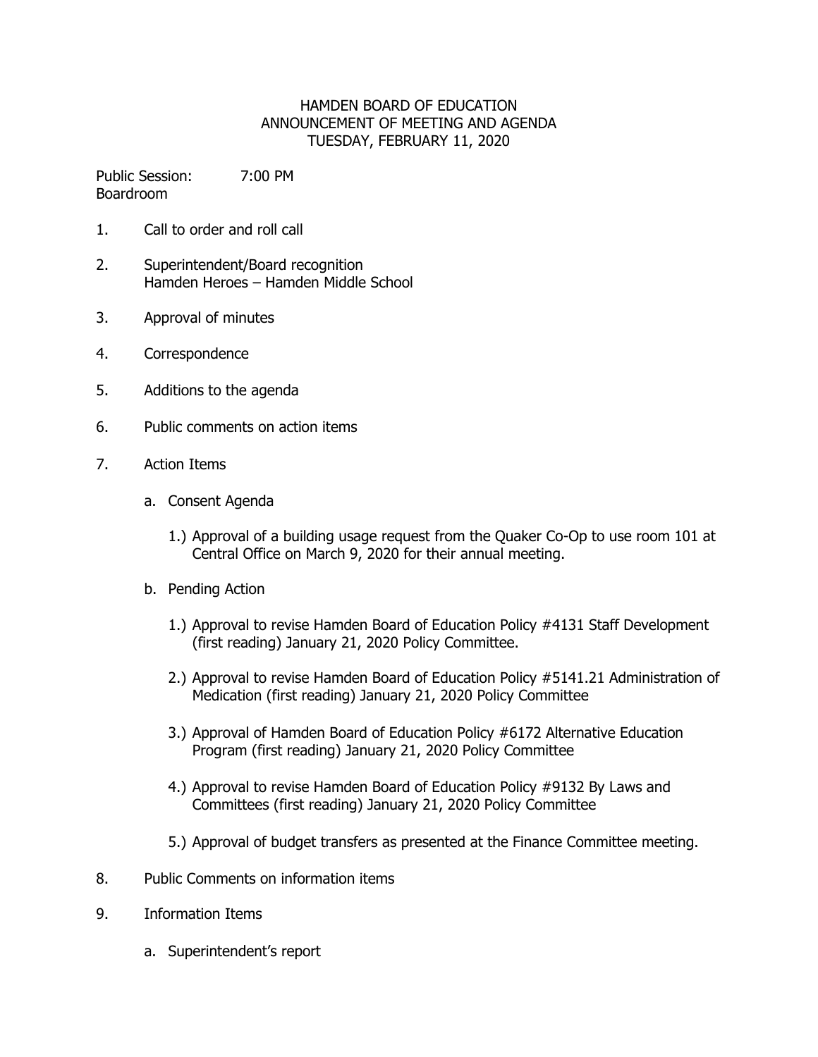# HAMDEN BOARD OF EDUCATION
## ANNOUNCEMENT OF MEETING AND AGENDA
## TUESDAY, FEBRUARY 11, 2020

Public Session: 7:00 PM
Boardroom

1. Call to order and roll call

2. Superintendent/Board recognition
   Hamden Heroes – Hamden Middle School

3. Approval of minutes

4. Correspondence

5. Additions to the agenda

6. Public comments on action items

7. Action Items

   a. Consent Agenda

      1.) Approval of a building usage request from the Quaker Co-Op to use room 101 at Central Office on March 9, 2020 for their annual meeting.

   b. Pending Action

      1.) Approval to revise Hamden Board of Education Policy #4131 Staff Development (first reading) January 21, 2020 Policy Committee.

      2.) Approval to revise Hamden Board of Education Policy #5141.21 Administration of Medication (first reading) January 21, 2020 Policy Committee

      3.) Approval of Hamden Board of Education Policy #6172 Alternative Education Program (first reading) January 21, 2020 Policy Committee

      4.) Approval to revise Hamden Board of Education Policy #9132 By Laws and Committees (first reading) January 21, 2020 Policy Committee

      5.) Approval of budget transfers as presented at the Finance Committee meeting.

8. Public Comments on information items

9. Information Items

   a. Superintendent's report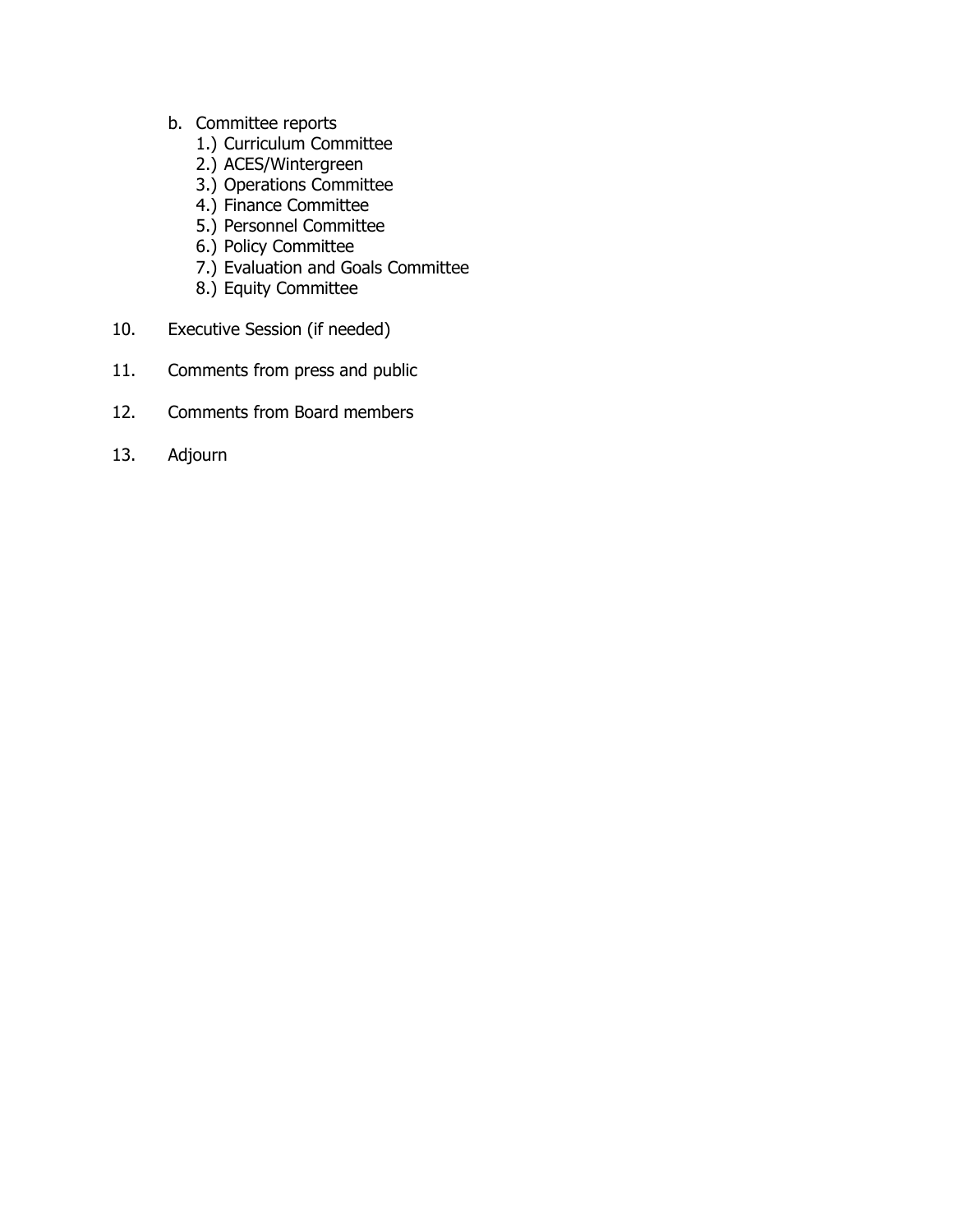b. Committee reports
   1.) Curriculum Committee
   2.) ACES/Wintergreen
   3.) Operations Committee
   4.) Finance Committee
   5.) Personnel Committee
   6.) Policy Committee
   7.) Evaluation and Goals Committee
   8.) Equity Committee

10. Executive Session (if needed)

11. Comments from press and public

12. Comments from Board members

13. Adjourn